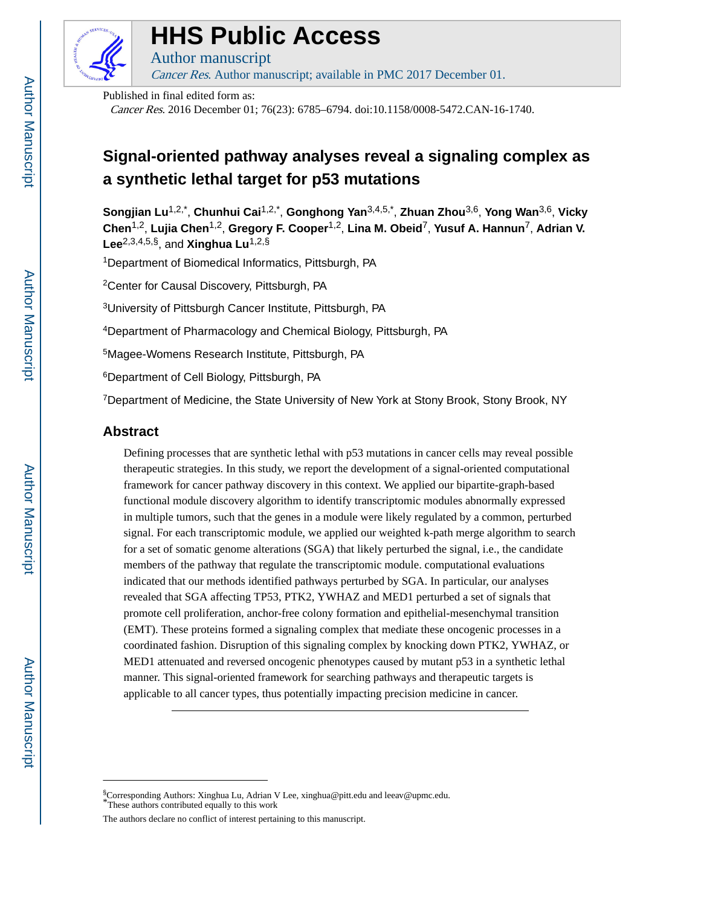# HHS Public Access

Author manuscript

*Cancer Res*. Author manuscript; available in PMC 2017 December 01.

Published in final edited form as:

*Cancer Res*. 2016 December 01; 76(23): 6785–6794. doi:10.1158/0008-5472.CAN-16-1740.

# Signal-oriented pathway analyses reveal a signaling complex as a synthetic lethal target for p53 mutations

**Songjian Lu**[1,2,*], **Chunhui Cai**[1,2,*], **Gonghong Yan**[3,4,5,*], **Zhuan Zhou**[3,6], **Yong Wan**[3,6], **Vicky Chen**[1,2], **Lujia Chen**[1,2], **Gregory F. Cooper**[1,2], **Lina M. Obeid**[7], **Yusuf A. Hannun**[7], **Adrian V. Lee**[2,3,4,5,§], and **Xinghua Lu**[1,2,§]

[1]Department of Biomedical Informatics, Pittsburgh, PA

[2]Center for Causal Discovery, Pittsburgh, PA

[3]University of Pittsburgh Cancer Institute, Pittsburgh, PA

[4]Department of Pharmacology and Chemical Biology, Pittsburgh, PA

[5]Magee-Womens Research Institute, Pittsburgh, PA

[6]Department of Cell Biology, Pittsburgh, PA

[7]Department of Medicine, the State University of New York at Stony Brook, Stony Brook, NY

## Abstract

Defining processes that are synthetic lethal with p53 mutations in cancer cells may reveal possible therapeutic strategies. In this study, we report the development of a signal-oriented computational framework for cancer pathway discovery in this context. We applied our bipartite-graph-based functional module discovery algorithm to identify transcriptomic modules abnormally expressed in multiple tumors, such that the genes in a module were likely regulated by a common, perturbed signal. For each transcriptomic module, we applied our weighted k-path merge algorithm to search for a set of somatic genome alterations (SGA) that likely perturbed the signal, i.e., the candidate members of the pathway that regulate the transcriptomic module. computational evaluations indicated that our methods identified pathways perturbed by SGA. In particular, our analyses revealed that SGA affecting TP53, PTK2, YWHAZ and MED1 perturbed a set of signals that promote cell proliferation, anchor-free colony formation and epithelial-mesenchymal transition (EMT). These proteins formed a signaling complex that mediate these oncogenic processes in a coordinated fashion. Disruption of this signaling complex by knocking down PTK2, YWHAZ, or MED1 attenuated and reversed oncogenic phenotypes caused by mutant p53 in a synthetic lethal manner. This signal-oriented framework for searching pathways and therapeutic targets is applicable to all cancer types, thus potentially impacting precision medicine in cancer.

---

[§]Corresponding Authors: Xinghua Lu, Adrian V Lee, xinghua@pitt.edu and leeav@upmc.edu.
[*]These authors contributed equally to this work

The authors declare no conflict of interest pertaining to this manuscript.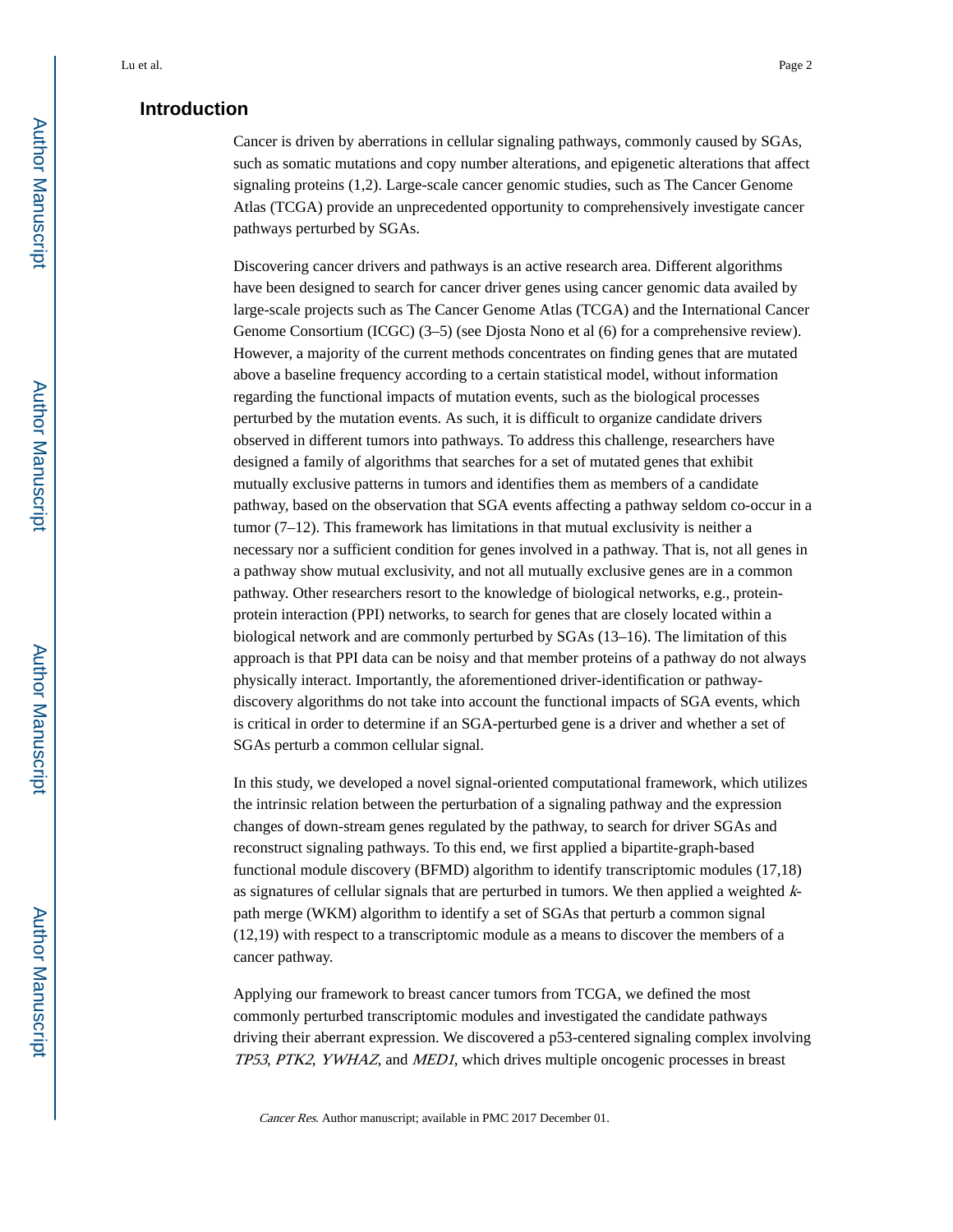## Introduction

Cancer is driven by aberrations in cellular signaling pathways, commonly caused by SGAs, such as somatic mutations and copy number alterations, and epigenetic alterations that affect signaling proteins (1,2). Large-scale cancer genomic studies, such as The Cancer Genome Atlas (TCGA) provide an unprecedented opportunity to comprehensively investigate cancer pathways perturbed by SGAs.

Discovering cancer drivers and pathways is an active research area. Different algorithms have been designed to search for cancer driver genes using cancer genomic data availed by large-scale projects such as The Cancer Genome Atlas (TCGA) and the International Cancer Genome Consortium (ICGC) (3–5) (see Djosta Nono et al (6) for a comprehensive review). However, a majority of the current methods concentrates on finding genes that are mutated above a baseline frequency according to a certain statistical model, without information regarding the functional impacts of mutation events, such as the biological processes perturbed by the mutation events. As such, it is difficult to organize candidate drivers observed in different tumors into pathways. To address this challenge, researchers have designed a family of algorithms that searches for a set of mutated genes that exhibit mutually exclusive patterns in tumors and identifies them as members of a candidate pathway, based on the observation that SGA events affecting a pathway seldom co-occur in a tumor (7–12). This framework has limitations in that mutual exclusivity is neither a necessary nor a sufficient condition for genes involved in a pathway. That is, not all genes in a pathway show mutual exclusivity, and not all mutually exclusive genes are in a common pathway. Other researchers resort to the knowledge of biological networks, e.g., protein-protein interaction (PPI) networks, to search for genes that are closely located within a biological network and are commonly perturbed by SGAs (13–16). The limitation of this approach is that PPI data can be noisy and that member proteins of a pathway do not always physically interact. Importantly, the aforementioned driver-identification or pathway-discovery algorithms do not take into account the functional impacts of SGA events, which is critical in order to determine if an SGA-perturbed gene is a driver and whether a set of SGAs perturb a common cellular signal.

In this study, we developed a novel signal-oriented computational framework, which utilizes the intrinsic relation between the perturbation of a signaling pathway and the expression changes of down-stream genes regulated by the pathway, to search for driver SGAs and reconstruct signaling pathways. To this end, we first applied a bipartite-graph-based functional module discovery (BFMD) algorithm to identify transcriptomic modules (17,18) as signatures of cellular signals that are perturbed in tumors. We then applied a weighted $k$-path merge (WKM) algorithm to identify a set of SGAs that perturb a common signal (12,19) with respect to a transcriptomic module as a means to discover the members of a cancer pathway.

Applying our framework to breast cancer tumors from TCGA, we defined the most commonly perturbed transcriptomic modules and investigated the candidate pathways driving their aberrant expression. We discovered a p53-centered signaling complex involving *TP53*, *PTK2*, *YWHAZ*, and *MED1*, which drives multiple oncogenic processes in breast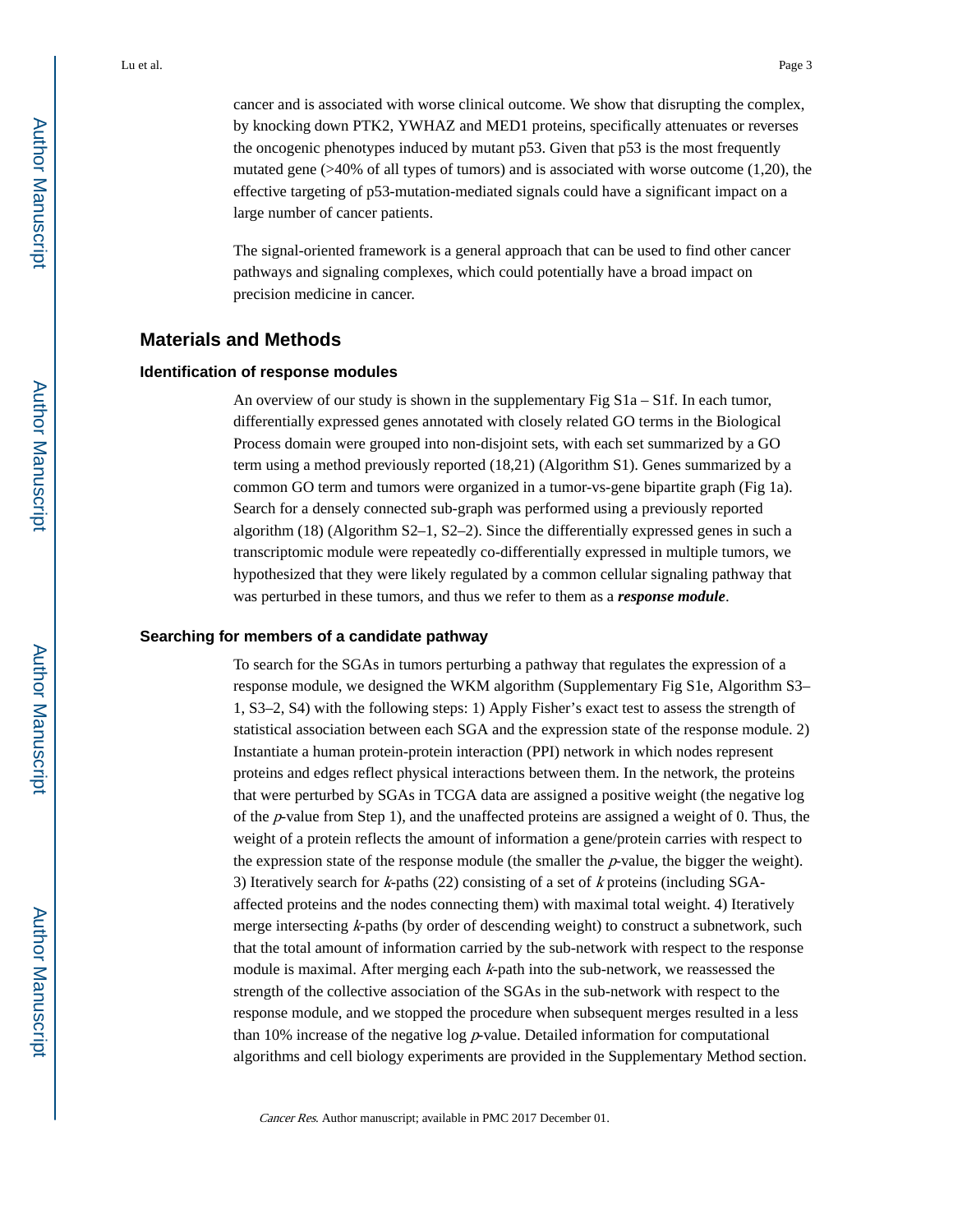cancer and is associated with worse clinical outcome. We show that disrupting the complex, by knocking down PTK2, YWHAZ and MED1 proteins, specifically attenuates or reverses the oncogenic phenotypes induced by mutant p53. Given that p53 is the most frequently mutated gene (>40% of all types of tumors) and is associated with worse outcome (1,20), the effective targeting of p53-mutation-mediated signals could have a significant impact on a large number of cancer patients.

The signal-oriented framework is a general approach that can be used to find other cancer pathways and signaling complexes, which could potentially have a broad impact on precision medicine in cancer.

## Materials and Methods

### Identification of response modules

An overview of our study is shown in the supplementary Fig S1a – S1f. In each tumor, differentially expressed genes annotated with closely related GO terms in the Biological Process domain were grouped into non-disjoint sets, with each set summarized by a GO term using a method previously reported (18,21) (Algorithm S1). Genes summarized by a common GO term and tumors were organized in a tumor-vs-gene bipartite graph (Fig 1a). Search for a densely connected sub-graph was performed using a previously reported algorithm (18) (Algorithm S2–1, S2–2). Since the differentially expressed genes in such a transcriptomic module were repeatedly co-differentially expressed in multiple tumors, we hypothesized that they were likely regulated by a common cellular signaling pathway that was perturbed in these tumors, and thus we refer to them as a ***response module***.

### Searching for members of a candidate pathway

To search for the SGAs in tumors perturbing a pathway that regulates the expression of a response module, we designed the WKM algorithm (Supplementary Fig S1e, Algorithm S3–1, S3–2, S4) with the following steps: 1) Apply Fisher's exact test to assess the strength of statistical association between each SGA and the expression state of the response module. 2) Instantiate a human protein-protein interaction (PPI) network in which nodes represent proteins and edges reflect physical interactions between them. In the network, the proteins that were perturbed by SGAs in TCGA data are assigned a positive weight (the negative log of the $p$-value from Step 1), and the unaffected proteins are assigned a weight of 0. Thus, the weight of a protein reflects the amount of information a gene/protein carries with respect to the expression state of the response module (the smaller the $p$-value, the bigger the weight). 3) Iteratively search for $k$-paths (22) consisting of a set of $k$ proteins (including SGA-affected proteins and the nodes connecting them) with maximal total weight. 4) Iteratively merge intersecting $k$-paths (by order of descending weight) to construct a subnetwork, such that the total amount of information carried by the sub-network with respect to the response module is maximal. After merging each $k$-path into the sub-network, we reassessed the strength of the collective association of the SGAs in the sub-network with respect to the response module, and we stopped the procedure when subsequent merges resulted in a less than 10% increase of the negative log $p$-value. Detailed information for computational algorithms and cell biology experiments are provided in the Supplementary Method section.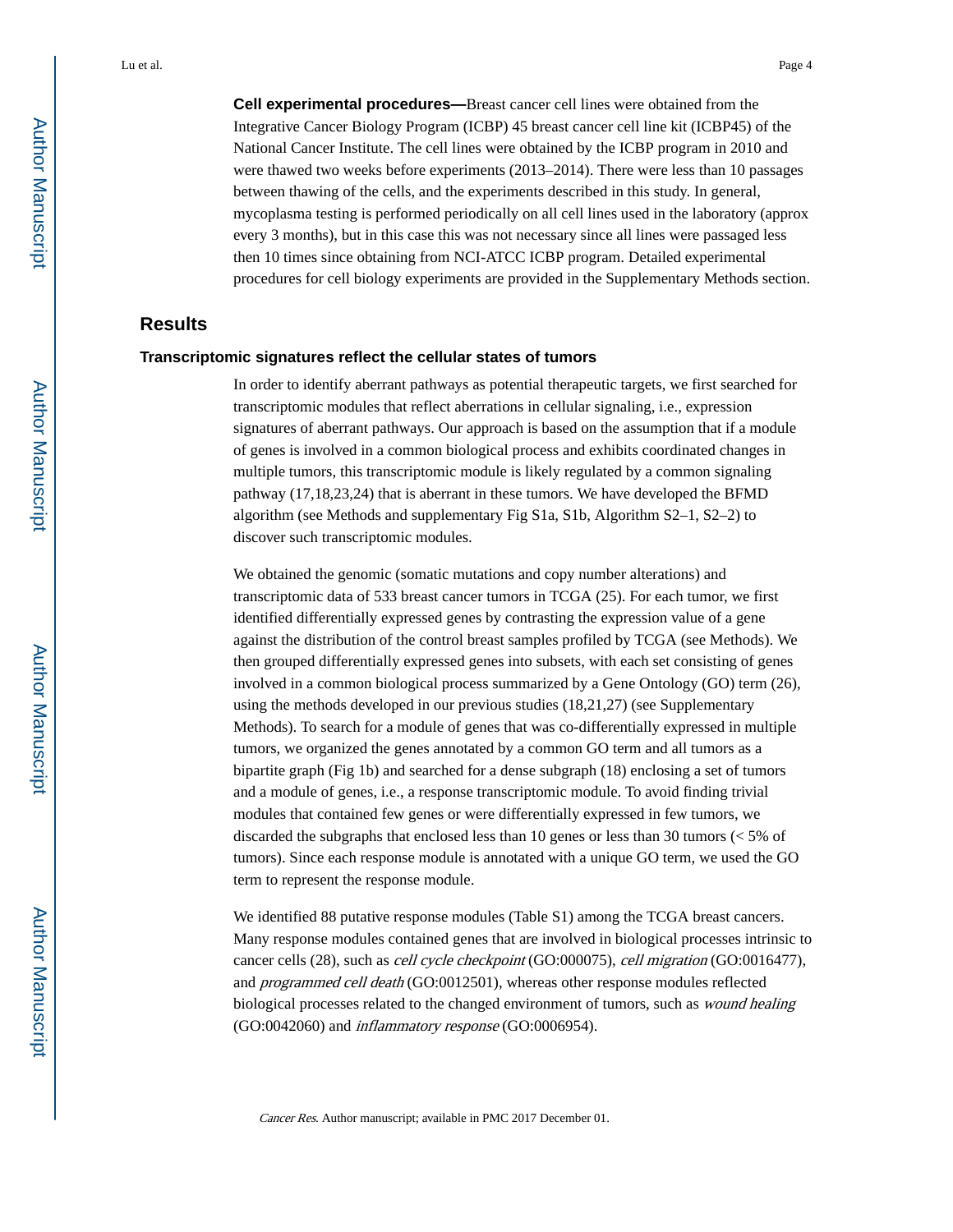**Cell experimental procedures—**Breast cancer cell lines were obtained from the Integrative Cancer Biology Program (ICBP) 45 breast cancer cell line kit (ICBP45) of the National Cancer Institute. The cell lines were obtained by the ICBP program in 2010 and were thawed two weeks before experiments (2013–2014). There were less than 10 passages between thawing of the cells, and the experiments described in this study. In general, mycoplasma testing is performed periodically on all cell lines used in the laboratory (approx every 3 months), but in this case this was not necessary since all lines were passaged less then 10 times since obtaining from NCI-ATCC ICBP program. Detailed experimental procedures for cell biology experiments are provided in the Supplementary Methods section.

## Results

### Transcriptomic signatures reflect the cellular states of tumors

In order to identify aberrant pathways as potential therapeutic targets, we first searched for transcriptomic modules that reflect aberrations in cellular signaling, i.e., expression signatures of aberrant pathways. Our approach is based on the assumption that if a module of genes is involved in a common biological process and exhibits coordinated changes in multiple tumors, this transcriptomic module is likely regulated by a common signaling pathway (17,18,23,24) that is aberrant in these tumors. We have developed the BFMD algorithm (see Methods and supplementary Fig S1a, S1b, Algorithm S2–1, S2–2) to discover such transcriptomic modules.

We obtained the genomic (somatic mutations and copy number alterations) and transcriptomic data of 533 breast cancer tumors in TCGA (25). For each tumor, we first identified differentially expressed genes by contrasting the expression value of a gene against the distribution of the control breast samples profiled by TCGA (see Methods). We then grouped differentially expressed genes into subsets, with each set consisting of genes involved in a common biological process summarized by a Gene Ontology (GO) term (26), using the methods developed in our previous studies (18,21,27) (see Supplementary Methods). To search for a module of genes that was co-differentially expressed in multiple tumors, we organized the genes annotated by a common GO term and all tumors as a bipartite graph (Fig 1b) and searched for a dense subgraph (18) enclosing a set of tumors and a module of genes, i.e., a response transcriptomic module. To avoid finding trivial modules that contained few genes or were differentially expressed in few tumors, we discarded the subgraphs that enclosed less than 10 genes or less than 30 tumors (< 5% of tumors). Since each response module is annotated with a unique GO term, we used the GO term to represent the response module.

We identified 88 putative response modules (Table S1) among the TCGA breast cancers. Many response modules contained genes that are involved in biological processes intrinsic to cancer cells (28), such as *cell cycle checkpoint* (GO:000075), *cell migration* (GO:0016477), and *programmed cell death* (GO:0012501), whereas other response modules reflected biological processes related to the changed environment of tumors, such as *wound healing* (GO:0042060) and *inflammatory response* (GO:0006954).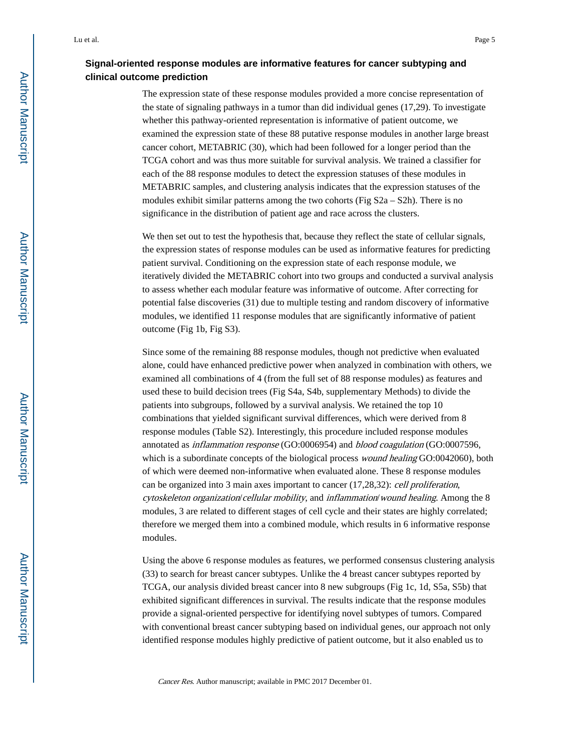### Signal-oriented response modules are informative features for cancer subtyping and clinical outcome prediction

The expression state of these response modules provided a more concise representation of the state of signaling pathways in a tumor than did individual genes (17,29). To investigate whether this pathway-oriented representation is informative of patient outcome, we examined the expression state of these 88 putative response modules in another large breast cancer cohort, METABRIC (30), which had been followed for a longer period than the TCGA cohort and was thus more suitable for survival analysis. We trained a classifier for each of the 88 response modules to detect the expression statuses of these modules in METABRIC samples, and clustering analysis indicates that the expression statuses of the modules exhibit similar patterns among the two cohorts (Fig S2a – S2h). There is no significance in the distribution of patient age and race across the clusters.

We then set out to test the hypothesis that, because they reflect the state of cellular signals, the expression states of response modules can be used as informative features for predicting patient survival. Conditioning on the expression state of each response module, we iteratively divided the METABRIC cohort into two groups and conducted a survival analysis to assess whether each modular feature was informative of outcome. After correcting for potential false discoveries (31) due to multiple testing and random discovery of informative modules, we identified 11 response modules that are significantly informative of patient outcome (Fig 1b, Fig S3).

Since some of the remaining 88 response modules, though not predictive when evaluated alone, could have enhanced predictive power when analyzed in combination with others, we examined all combinations of 4 (from the full set of 88 response modules) as features and used these to build decision trees (Fig S4a, S4b, supplementary Methods) to divide the patients into subgroups, followed by a survival analysis. We retained the top 10 combinations that yielded significant survival differences, which were derived from 8 response modules (Table S2). Interestingly, this procedure included response modules annotated as *inflammation response* (GO:0006954) and *blood coagulation* (GO:0007596, which is a subordinate concepts of the biological process *wound healing* GO:0042060), both of which were deemed non-informative when evaluated alone. These 8 response modules can be organized into 3 main axes important to cancer (17,28,32): *cell proliferation*, *cytoskeleton organization*/*cellular mobility*, and *inflammation*/*wound healing*. Among the 8 modules, 3 are related to different stages of cell cycle and their states are highly correlated; therefore we merged them into a combined module, which results in 6 informative response modules.

Using the above 6 response modules as features, we performed consensus clustering analysis (33) to search for breast cancer subtypes. Unlike the 4 breast cancer subtypes reported by TCGA, our analysis divided breast cancer into 8 new subgroups (Fig 1c, 1d, S5a, S5b) that exhibited significant differences in survival. The results indicate that the response modules provide a signal-oriented perspective for identifying novel subtypes of tumors. Compared with conventional breast cancer subtyping based on individual genes, our approach not only identified response modules highly predictive of patient outcome, but it also enabled us to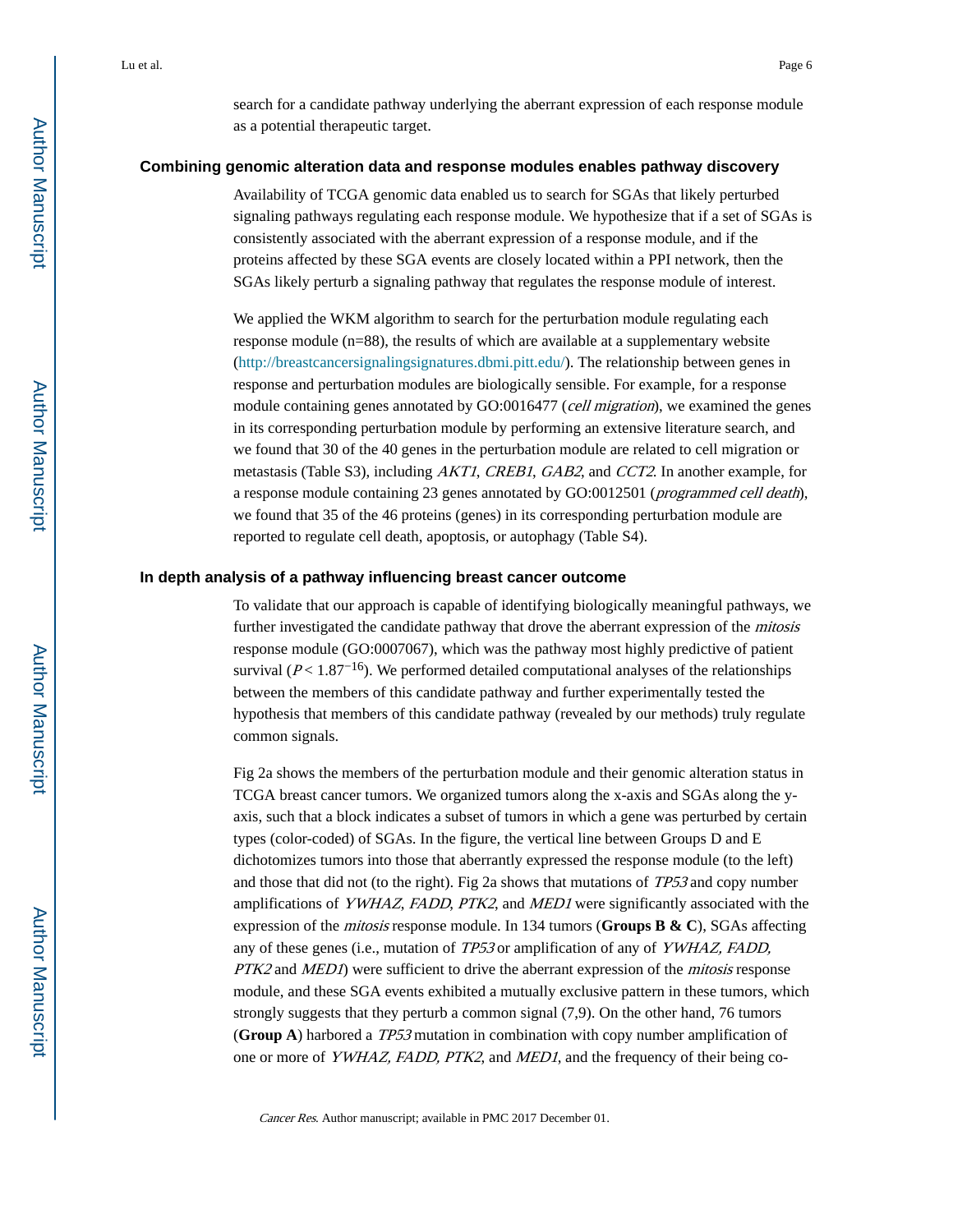search for a candidate pathway underlying the aberrant expression of each response module as a potential therapeutic target.

## Combining genomic alteration data and response modules enables pathway discovery

Availability of TCGA genomic data enabled us to search for SGAs that likely perturbed signaling pathways regulating each response module. We hypothesize that if a set of SGAs is consistently associated with the aberrant expression of a response module, and if the proteins affected by these SGA events are closely located within a PPI network, then the SGAs likely perturb a signaling pathway that regulates the response module of interest.

We applied the WKM algorithm to search for the perturbation module regulating each response module (n=88), the results of which are available at a supplementary website (http://breastcancersignalingsignatures.dbmi.pitt.edu/). The relationship between genes in response and perturbation modules are biologically sensible. For example, for a response module containing genes annotated by GO:0016477 (*cell migration*), we examined the genes in its corresponding perturbation module by performing an extensive literature search, and we found that 30 of the 40 genes in the perturbation module are related to cell migration or metastasis (Table S3), including *AKT1*, *CREB1*, *GAB2*, and *CCT2*. In another example, for a response module containing 23 genes annotated by GO:0012501 (*programmed cell death*), we found that 35 of the 46 proteins (genes) in its corresponding perturbation module are reported to regulate cell death, apoptosis, or autophagy (Table S4).

## In depth analysis of a pathway influencing breast cancer outcome

To validate that our approach is capable of identifying biologically meaningful pathways, we further investigated the candidate pathway that drove the aberrant expression of the *mitosis* response module (GO:0007067), which was the pathway most highly predictive of patient survival ($P < 1.87^{-16}$). We performed detailed computational analyses of the relationships between the members of this candidate pathway and further experimentally tested the hypothesis that members of this candidate pathway (revealed by our methods) truly regulate common signals.

Fig 2a shows the members of the perturbation module and their genomic alteration status in TCGA breast cancer tumors. We organized tumors along the x-axis and SGAs along the y-axis, such that a block indicates a subset of tumors in which a gene was perturbed by certain types (color-coded) of SGAs. In the figure, the vertical line between Groups D and E dichotomizes tumors into those that aberrantly expressed the response module (to the left) and those that did not (to the right). Fig 2a shows that mutations of *TP53* and copy number amplifications of *YWHAZ*, *FADD*, *PTK2*, and *MED1* were significantly associated with the expression of the *mitosis* response module. In 134 tumors (**Groups B & C**), SGAs affecting any of these genes (i.e., mutation of *TP53* or amplification of any of *YWHAZ, FADD, PTK2* and *MED1*) were sufficient to drive the aberrant expression of the *mitosis* response module, and these SGA events exhibited a mutually exclusive pattern in these tumors, which strongly suggests that they perturb a common signal (7,9). On the other hand, 76 tumors (**Group A**) harbored a *TP53* mutation in combination with copy number amplification of one or more of *YWHAZ, FADD, PTK2*, and *MED1*, and the frequency of their being co-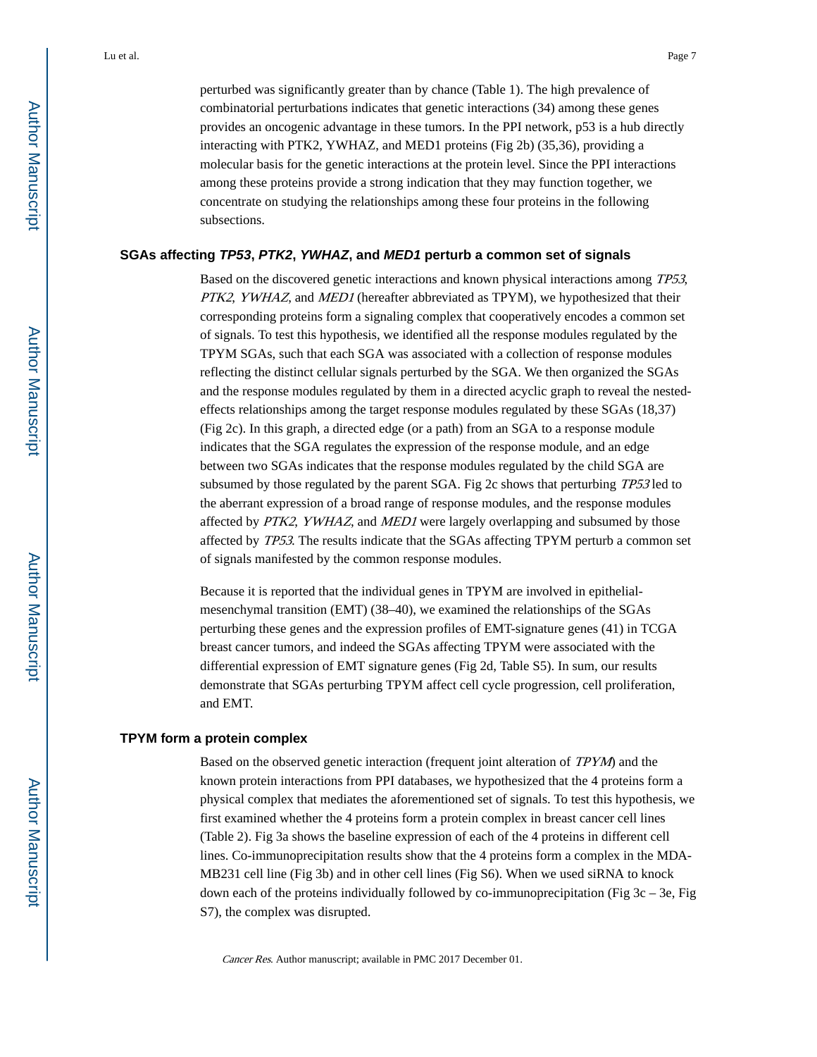perturbed was significantly greater than by chance (Table 1). The high prevalence of combinatorial perturbations indicates that genetic interactions (34) among these genes provides an oncogenic advantage in these tumors. In the PPI network, p53 is a hub directly interacting with PTK2, YWHAZ, and MED1 proteins (Fig 2b) (35,36), providing a molecular basis for the genetic interactions at the protein level. Since the PPI interactions among these proteins provide a strong indication that they may function together, we concentrate on studying the relationships among these four proteins in the following subsections.

### SGAs affecting *TP53*, *PTK2*, *YWHAZ*, and *MED1* perturb a common set of signals

Based on the discovered genetic interactions and known physical interactions among *TP53*, *PTK2*, *YWHAZ*, and *MED1* (hereafter abbreviated as TPYM), we hypothesized that their corresponding proteins form a signaling complex that cooperatively encodes a common set of signals. To test this hypothesis, we identified all the response modules regulated by the TPYM SGAs, such that each SGA was associated with a collection of response modules reflecting the distinct cellular signals perturbed by the SGA. We then organized the SGAs and the response modules regulated by them in a directed acyclic graph to reveal the nested-effects relationships among the target response modules regulated by these SGAs (18,37) (Fig 2c). In this graph, a directed edge (or a path) from an SGA to a response module indicates that the SGA regulates the expression of the response module, and an edge between two SGAs indicates that the response modules regulated by the child SGA are subsumed by those regulated by the parent SGA. Fig 2c shows that perturbing *TP53* led to the aberrant expression of a broad range of response modules, and the response modules affected by *PTK2*, *YWHAZ*, and *MED1* were largely overlapping and subsumed by those affected by *TP53*. The results indicate that the SGAs affecting TPYM perturb a common set of signals manifested by the common response modules.

Because it is reported that the individual genes in TPYM are involved in epithelial-mesenchymal transition (EMT) (38–40), we examined the relationships of the SGAs perturbing these genes and the expression profiles of EMT-signature genes (41) in TCGA breast cancer tumors, and indeed the SGAs affecting TPYM were associated with the differential expression of EMT signature genes (Fig 2d, Table S5). In sum, our results demonstrate that SGAs perturbing TPYM affect cell cycle progression, cell proliferation, and EMT.

### TPYM form a protein complex

Based on the observed genetic interaction (frequent joint alteration of *TPYM*) and the known protein interactions from PPI databases, we hypothesized that the 4 proteins form a physical complex that mediates the aforementioned set of signals. To test this hypothesis, we first examined whether the 4 proteins form a protein complex in breast cancer cell lines (Table 2). Fig 3a shows the baseline expression of each of the 4 proteins in different cell lines. Co-immunoprecipitation results show that the 4 proteins form a complex in the MDA-MB231 cell line (Fig 3b) and in other cell lines (Fig S6). When we used siRNA to knock down each of the proteins individually followed by co-immunoprecipitation (Fig 3c – 3e, Fig S7), the complex was disrupted.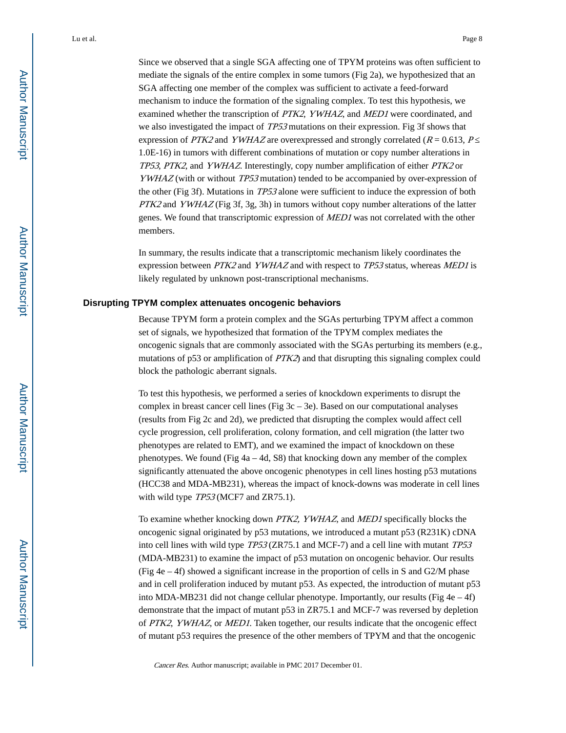Since we observed that a single SGA affecting one of TPYM proteins was often sufficient to mediate the signals of the entire complex in some tumors (Fig 2a), we hypothesized that an SGA affecting one member of the complex was sufficient to activate a feed-forward mechanism to induce the formation of the signaling complex. To test this hypothesis, we examined whether the transcription of *PTK2*, *YWHAZ*, and *MED1* were coordinated, and we also investigated the impact of *TP53* mutations on their expression. Fig 3f shows that expression of *PTK2* and *YWHAZ* are overexpressed and strongly correlated ($R = 0.613$, $P \leq 1.0E\text{-}16$) in tumors with different combinations of mutation or copy number alterations in *TP53*, *PTK2*, and *YWHAZ*. Interestingly, copy number amplification of either *PTK2* or *YWHAZ* (with or without *TP53* mutation) tended to be accompanied by over-expression of the other (Fig 3f). Mutations in *TP53* alone were sufficient to induce the expression of both *PTK2* and *YWHAZ* (Fig 3f, 3g, 3h) in tumors without copy number alterations of the latter genes. We found that transcriptomic expression of *MED1* was not correlated with the other members.

In summary, the results indicate that a transcriptomic mechanism likely coordinates the expression between *PTK2* and *YWHAZ* and with respect to *TP53* status, whereas *MED1* is likely regulated by unknown post-transcriptional mechanisms.

### Disrupting TPYM complex attenuates oncogenic behaviors

Because TPYM form a protein complex and the SGAs perturbing TPYM affect a common set of signals, we hypothesized that formation of the TPYM complex mediates the oncogenic signals that are commonly associated with the SGAs perturbing its members (e.g., mutations of p53 or amplification of *PTK2*) and that disrupting this signaling complex could block the pathologic aberrant signals.

To test this hypothesis, we performed a series of knockdown experiments to disrupt the complex in breast cancer cell lines (Fig 3c – 3e). Based on our computational analyses (results from Fig 2c and 2d), we predicted that disrupting the complex would affect cell cycle progression, cell proliferation, colony formation, and cell migration (the latter two phenotypes are related to EMT), and we examined the impact of knockdown on these phenotypes. We found (Fig 4a – 4d, S8) that knocking down any member of the complex significantly attenuated the above oncogenic phenotypes in cell lines hosting p53 mutations (HCC38 and MDA-MB231), whereas the impact of knock-downs was moderate in cell lines with wild type *TP53* (MCF7 and ZR75.1).

To examine whether knocking down *PTK2, YWHAZ*, and *MED1* specifically blocks the oncogenic signal originated by p53 mutations, we introduced a mutant p53 (R231K) cDNA into cell lines with wild type *TP53* (ZR75.1 and MCF-7) and a cell line with mutant *TP53* (MDA-MB231) to examine the impact of p53 mutation on oncogenic behavior. Our results (Fig 4e – 4f) showed a significant increase in the proportion of cells in S and G2/M phase and in cell proliferation induced by mutant p53. As expected, the introduction of mutant p53 into MDA-MB231 did not change cellular phenotype. Importantly, our results (Fig 4e – 4f) demonstrate that the impact of mutant p53 in ZR75.1 and MCF-7 was reversed by depletion of *PTK2*, *YWHAZ*, or *MED1*. Taken together, our results indicate that the oncogenic effect of mutant p53 requires the presence of the other members of TPYM and that the oncogenic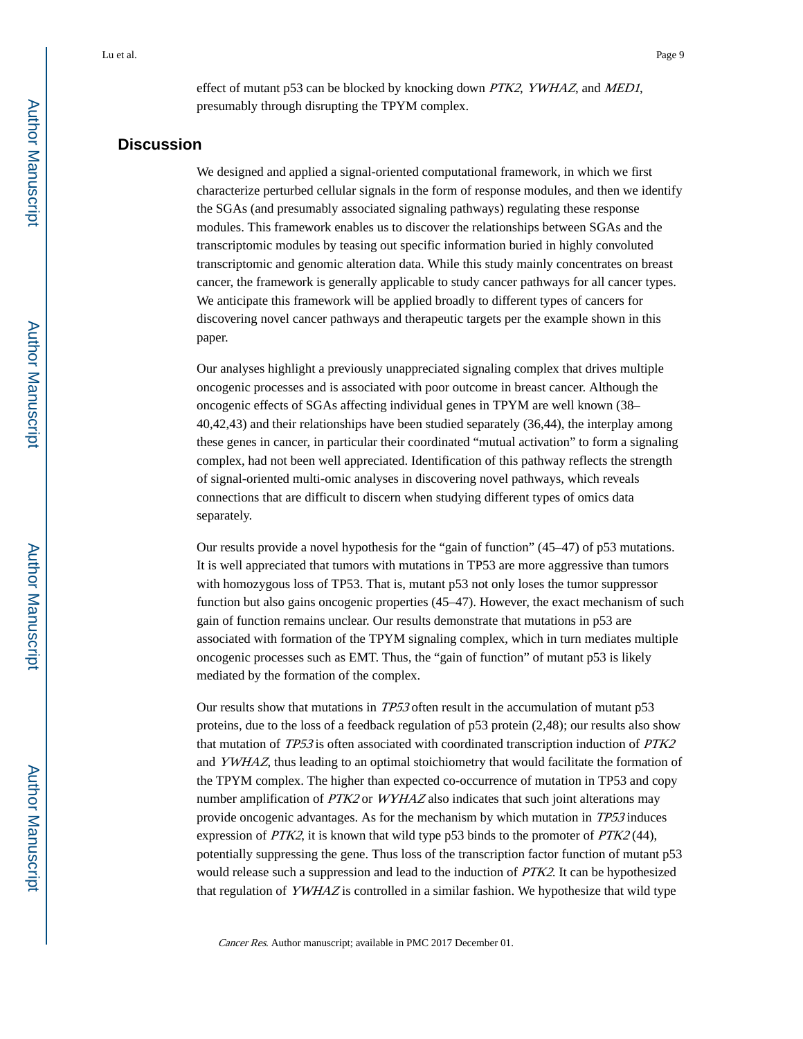effect of mutant p53 can be blocked by knocking down *PTK2*, *YWHAZ*, and *MED1*, presumably through disrupting the TPYM complex.

## Discussion

We designed and applied a signal-oriented computational framework, in which we first characterize perturbed cellular signals in the form of response modules, and then we identify the SGAs (and presumably associated signaling pathways) regulating these response modules. This framework enables us to discover the relationships between SGAs and the transcriptomic modules by teasing out specific information buried in highly convoluted transcriptomic and genomic alteration data. While this study mainly concentrates on breast cancer, the framework is generally applicable to study cancer pathways for all cancer types. We anticipate this framework will be applied broadly to different types of cancers for discovering novel cancer pathways and therapeutic targets per the example shown in this paper.

Our analyses highlight a previously unappreciated signaling complex that drives multiple oncogenic processes and is associated with poor outcome in breast cancer. Although the oncogenic effects of SGAs affecting individual genes in TPYM are well known (38–40,42,43) and their relationships have been studied separately (36,44), the interplay among these genes in cancer, in particular their coordinated "mutual activation" to form a signaling complex, had not been well appreciated. Identification of this pathway reflects the strength of signal-oriented multi-omic analyses in discovering novel pathways, which reveals connections that are difficult to discern when studying different types of omics data separately.

Our results provide a novel hypothesis for the "gain of function" (45–47) of p53 mutations. It is well appreciated that tumors with mutations in TP53 are more aggressive than tumors with homozygous loss of TP53. That is, mutant p53 not only loses the tumor suppressor function but also gains oncogenic properties (45–47). However, the exact mechanism of such gain of function remains unclear. Our results demonstrate that mutations in p53 are associated with formation of the TPYM signaling complex, which in turn mediates multiple oncogenic processes such as EMT. Thus, the "gain of function" of mutant p53 is likely mediated by the formation of the complex.

Our results show that mutations in *TP53* often result in the accumulation of mutant p53 proteins, due to the loss of a feedback regulation of p53 protein (2,48); our results also show that mutation of *TP53* is often associated with coordinated transcription induction of *PTK2* and *YWHAZ*, thus leading to an optimal stoichiometry that would facilitate the formation of the TPYM complex. The higher than expected co-occurrence of mutation in TP53 and copy number amplification of *PTK2* or *WYHAZ* also indicates that such joint alterations may provide oncogenic advantages. As for the mechanism by which mutation in *TP53* induces expression of *PTK2*, it is known that wild type p53 binds to the promoter of *PTK2* (44), potentially suppressing the gene. Thus loss of the transcription factor function of mutant p53 would release such a suppression and lead to the induction of *PTK2*. It can be hypothesized that regulation of *YWHAZ* is controlled in a similar fashion. We hypothesize that wild type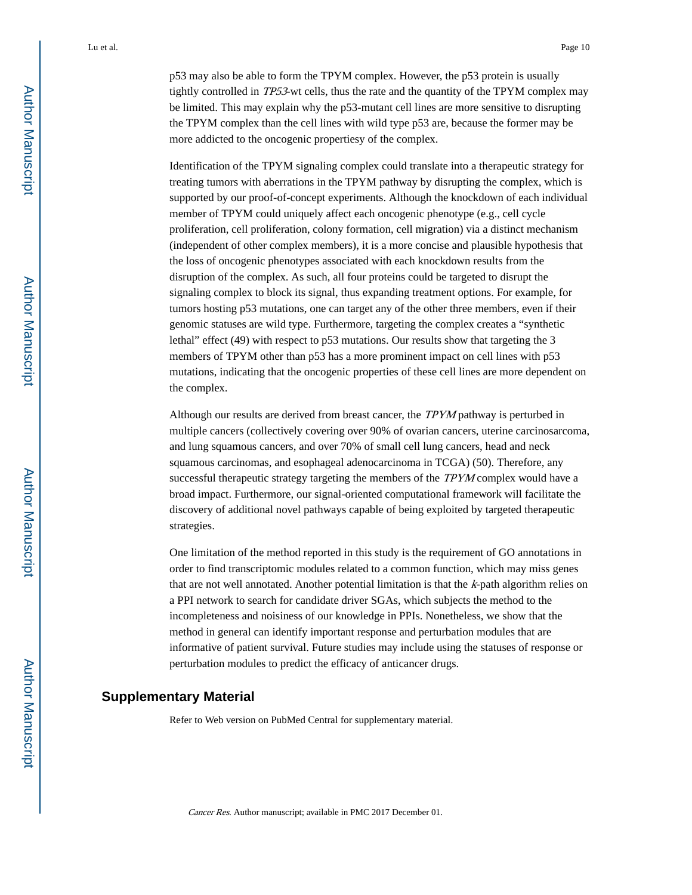p53 may also be able to form the TPYM complex. However, the p53 protein is usually tightly controlled in *TP53*-wt cells, thus the rate and the quantity of the TPYM complex may be limited. This may explain why the p53-mutant cell lines are more sensitive to disrupting the TPYM complex than the cell lines with wild type p53 are, because the former may be more addicted to the oncogenic propertiesy of the complex.

Identification of the TPYM signaling complex could translate into a therapeutic strategy for treating tumors with aberrations in the TPYM pathway by disrupting the complex, which is supported by our proof-of-concept experiments. Although the knockdown of each individual member of TPYM could uniquely affect each oncogenic phenotype (e.g., cell cycle proliferation, cell proliferation, colony formation, cell migration) via a distinct mechanism (independent of other complex members), it is a more concise and plausible hypothesis that the loss of oncogenic phenotypes associated with each knockdown results from the disruption of the complex. As such, all four proteins could be targeted to disrupt the signaling complex to block its signal, thus expanding treatment options. For example, for tumors hosting p53 mutations, one can target any of the other three members, even if their genomic statuses are wild type. Furthermore, targeting the complex creates a "synthetic lethal" effect (49) with respect to p53 mutations. Our results show that targeting the 3 members of TPYM other than p53 has a more prominent impact on cell lines with p53 mutations, indicating that the oncogenic properties of these cell lines are more dependent on the complex.

Although our results are derived from breast cancer, the *TPYM* pathway is perturbed in multiple cancers (collectively covering over 90% of ovarian cancers, uterine carcinosarcoma, and lung squamous cancers, and over 70% of small cell lung cancers, head and neck squamous carcinomas, and esophageal adenocarcinoma in TCGA) (50). Therefore, any successful therapeutic strategy targeting the members of the *TPYM* complex would have a broad impact. Furthermore, our signal-oriented computational framework will facilitate the discovery of additional novel pathways capable of being exploited by targeted therapeutic strategies.

One limitation of the method reported in this study is the requirement of GO annotations in order to find transcriptomic modules related to a common function, which may miss genes that are not well annotated. Another potential limitation is that the *k*-path algorithm relies on a PPI network to search for candidate driver SGAs, which subjects the method to the incompleteness and noisiness of our knowledge in PPIs. Nonetheless, we show that the method in general can identify important response and perturbation modules that are informative of patient survival. Future studies may include using the statuses of response or perturbation modules to predict the efficacy of anticancer drugs.

## Supplementary Material

Refer to Web version on PubMed Central for supplementary material.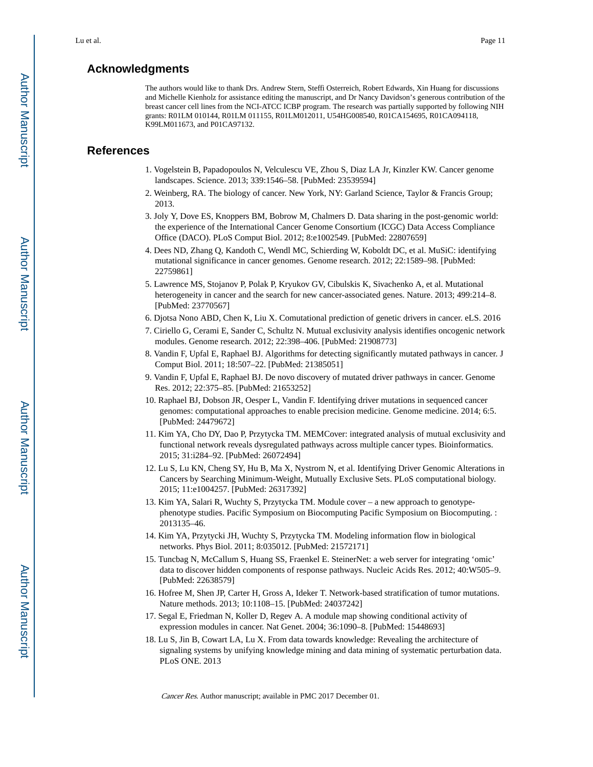## Acknowledgments

The authors would like to thank Drs. Andrew Stern, Steffi Osterreich, Robert Edwards, Xin Huang for discussions and Michelle Kienholz for assistance editing the manuscript, and Dr Nancy Davidson's generous contribution of the breast cancer cell lines from the NCI-ATCC ICBP program. The research was partially supported by following NIH grants: R01LM 010144, R01LM 011155, R01LM012011, U54HG008540, R01CA154695, R01CA094118, K99LM011673, and P01CA97132.

## References

1. Vogelstein B, Papadopoulos N, Velculescu VE, Zhou S, Diaz LA Jr, Kinzler KW. Cancer genome landscapes. Science. 2013; 339:1546–58. [PubMed: 23539594]
2. Weinberg, RA. The biology of cancer. New York, NY: Garland Science, Taylor & Francis Group; 2013.
3. Joly Y, Dove ES, Knoppers BM, Bobrow M, Chalmers D. Data sharing in the post-genomic world: the experience of the International Cancer Genome Consortium (ICGC) Data Access Compliance Office (DACO). PLoS Comput Biol. 2012; 8:e1002549. [PubMed: 22807659]
4. Dees ND, Zhang Q, Kandoth C, Wendl MC, Schierding W, Koboldt DC, et al. MuSiC: identifying mutational significance in cancer genomes. Genome research. 2012; 22:1589–98. [PubMed: 22759861]
5. Lawrence MS, Stojanov P, Polak P, Kryukov GV, Cibulskis K, Sivachenko A, et al. Mutational heterogeneity in cancer and the search for new cancer-associated genes. Nature. 2013; 499:214–8. [PubMed: 23770567]
6. Djotsa Nono ABD, Chen K, Liu X. Comutational prediction of genetic drivers in cancer. eLS. 2016
7. Ciriello G, Cerami E, Sander C, Schultz N. Mutual exclusivity analysis identifies oncogenic network modules. Genome research. 2012; 22:398–406. [PubMed: 21908773]
8. Vandin F, Upfal E, Raphael BJ. Algorithms for detecting significantly mutated pathways in cancer. J Comput Biol. 2011; 18:507–22. [PubMed: 21385051]
9. Vandin F, Upfal E, Raphael BJ. De novo discovery of mutated driver pathways in cancer. Genome Res. 2012; 22:375–85. [PubMed: 21653252]
10. Raphael BJ, Dobson JR, Oesper L, Vandin F. Identifying driver mutations in sequenced cancer genomes: computational approaches to enable precision medicine. Genome medicine. 2014; 6:5. [PubMed: 24479672]
11. Kim YA, Cho DY, Dao P, Przytycka TM. MEMCover: integrated analysis of mutual exclusivity and functional network reveals dysregulated pathways across multiple cancer types. Bioinformatics. 2015; 31:i284–92. [PubMed: 26072494]
12. Lu S, Lu KN, Cheng SY, Hu B, Ma X, Nystrom N, et al. Identifying Driver Genomic Alterations in Cancers by Searching Minimum-Weight, Mutually Exclusive Sets. PLoS computational biology. 2015; 11:e1004257. [PubMed: 26317392]
13. Kim YA, Salari R, Wuchty S, Przytycka TM. Module cover – a new approach to genotype-phenotype studies. Pacific Symposium on Biocomputing Pacific Symposium on Biocomputing. : 2013135–46.
14. Kim YA, Przytycki JH, Wuchty S, Przytycka TM. Modeling information flow in biological networks. Phys Biol. 2011; 8:035012. [PubMed: 21572171]
15. Tuncbag N, McCallum S, Huang SS, Fraenkel E. SteinerNet: a web server for integrating 'omic' data to discover hidden components of response pathways. Nucleic Acids Res. 2012; 40:W505–9. [PubMed: 22638579]
16. Hofree M, Shen JP, Carter H, Gross A, Ideker T. Network-based stratification of tumor mutations. Nature methods. 2013; 10:1108–15. [PubMed: 24037242]
17. Segal E, Friedman N, Koller D, Regev A. A module map showing conditional activity of expression modules in cancer. Nat Genet. 2004; 36:1090–8. [PubMed: 15448693]
18. Lu S, Jin B, Cowart LA, Lu X. From data towards knowledge: Revealing the architecture of signaling systems by unifying knowledge mining and data mining of systematic perturbation data. PLoS ONE. 2013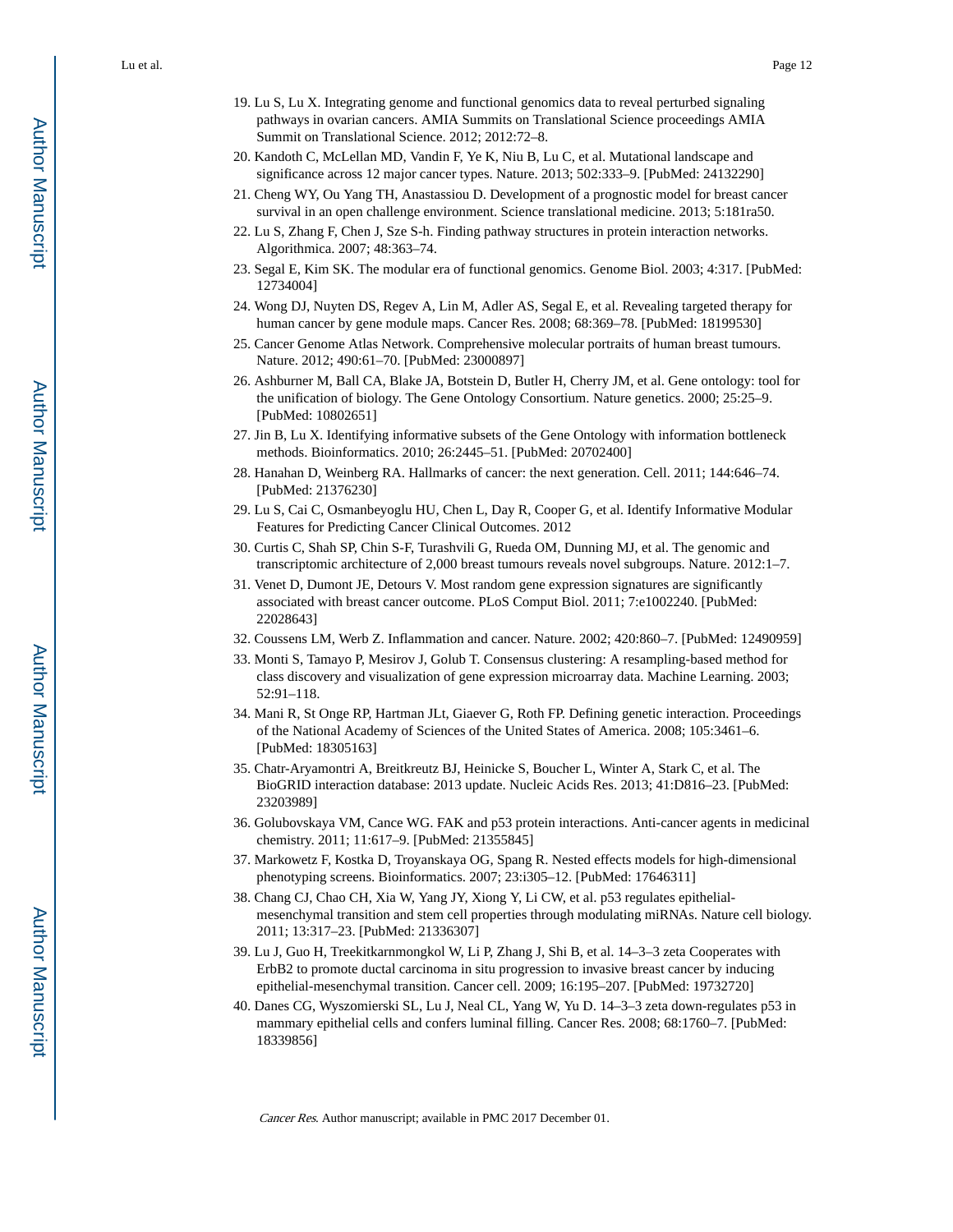19. Lu S, Lu X. Integrating genome and functional genomics data to reveal perturbed signaling pathways in ovarian cancers. AMIA Summits on Translational Science proceedings AMIA Summit on Translational Science. 2012; 2012:72–8.
20. Kandoth C, McLellan MD, Vandin F, Ye K, Niu B, Lu C, et al. Mutational landscape and significance across 12 major cancer types. Nature. 2013; 502:333–9. [PubMed: 24132290]
21. Cheng WY, Ou Yang TH, Anastassiou D. Development of a prognostic model for breast cancer survival in an open challenge environment. Science translational medicine. 2013; 5:181ra50.
22. Lu S, Zhang F, Chen J, Sze S-h. Finding pathway structures in protein interaction networks. Algorithmica. 2007; 48:363–74.
23. Segal E, Kim SK. The modular era of functional genomics. Genome Biol. 2003; 4:317. [PubMed: 12734004]
24. Wong DJ, Nuyten DS, Regev A, Lin M, Adler AS, Segal E, et al. Revealing targeted therapy for human cancer by gene module maps. Cancer Res. 2008; 68:369–78. [PubMed: 18199530]
25. Cancer Genome Atlas Network. Comprehensive molecular portraits of human breast tumours. Nature. 2012; 490:61–70. [PubMed: 23000897]
26. Ashburner M, Ball CA, Blake JA, Botstein D, Butler H, Cherry JM, et al. Gene ontology: tool for the unification of biology. The Gene Ontology Consortium. Nature genetics. 2000; 25:25–9. [PubMed: 10802651]
27. Jin B, Lu X. Identifying informative subsets of the Gene Ontology with information bottleneck methods. Bioinformatics. 2010; 26:2445–51. [PubMed: 20702400]
28. Hanahan D, Weinberg RA. Hallmarks of cancer: the next generation. Cell. 2011; 144:646–74. [PubMed: 21376230]
29. Lu S, Cai C, Osmanbeyoglu HU, Chen L, Day R, Cooper G, et al. Identify Informative Modular Features for Predicting Cancer Clinical Outcomes. 2012
30. Curtis C, Shah SP, Chin S-F, Turashvili G, Rueda OM, Dunning MJ, et al. The genomic and transcriptomic architecture of 2,000 breast tumours reveals novel subgroups. Nature. 2012:1–7.
31. Venet D, Dumont JE, Detours V. Most random gene expression signatures are significantly associated with breast cancer outcome. PLoS Comput Biol. 2011; 7:e1002240. [PubMed: 22028643]
32. Coussens LM, Werb Z. Inflammation and cancer. Nature. 2002; 420:860–7. [PubMed: 12490959]
33. Monti S, Tamayo P, Mesirov J, Golub T. Consensus clustering: A resampling-based method for class discovery and visualization of gene expression microarray data. Machine Learning. 2003; 52:91–118.
34. Mani R, St Onge RP, Hartman JLt, Giaever G, Roth FP. Defining genetic interaction. Proceedings of the National Academy of Sciences of the United States of America. 2008; 105:3461–6. [PubMed: 18305163]
35. Chatr-Aryamontri A, Breitkreutz BJ, Heinicke S, Boucher L, Winter A, Stark C, et al. The BioGRID interaction database: 2013 update. Nucleic Acids Res. 2013; 41:D816–23. [PubMed: 23203989]
36. Golubovskaya VM, Cance WG. FAK and p53 protein interactions. Anti-cancer agents in medicinal chemistry. 2011; 11:617–9. [PubMed: 21355845]
37. Markowetz F, Kostka D, Troyanskaya OG, Spang R. Nested effects models for high-dimensional phenotyping screens. Bioinformatics. 2007; 23:i305–12. [PubMed: 17646311]
38. Chang CJ, Chao CH, Xia W, Yang JY, Xiong Y, Li CW, et al. p53 regulates epithelial-mesenchymal transition and stem cell properties through modulating miRNAs. Nature cell biology. 2011; 13:317–23. [PubMed: 21336307]
39. Lu J, Guo H, Treekitkarnmongkol W, Li P, Zhang J, Shi B, et al. 14–3–3 zeta Cooperates with ErbB2 to promote ductal carcinoma in situ progression to invasive breast cancer by inducing epithelial-mesenchymal transition. Cancer cell. 2009; 16:195–207. [PubMed: 19732720]
40. Danes CG, Wyszomierski SL, Lu J, Neal CL, Yang W, Yu D. 14–3–3 zeta down-regulates p53 in mammary epithelial cells and confers luminal filling. Cancer Res. 2008; 68:1760–7. [PubMed: 18339856]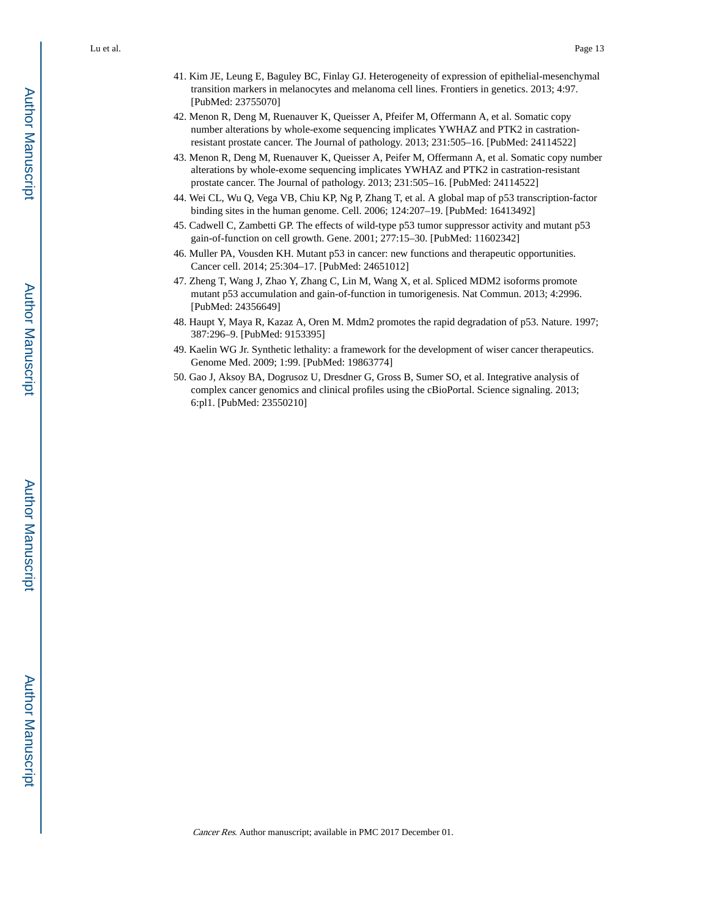41. Kim JE, Leung E, Baguley BC, Finlay GJ. Heterogeneity of expression of epithelial-mesenchymal transition markers in melanocytes and melanoma cell lines. Frontiers in genetics. 2013; 4:97. [PubMed: 23755070]
42. Menon R, Deng M, Ruenauver K, Queisser A, Pfeifer M, Offermann A, et al. Somatic copy number alterations by whole-exome sequencing implicates YWHAZ and PTK2 in castration-resistant prostate cancer. The Journal of pathology. 2013; 231:505–16. [PubMed: 24114522]
43. Menon R, Deng M, Ruenauver K, Queisser A, Peifer M, Offermann A, et al. Somatic copy number alterations by whole-exome sequencing implicates YWHAZ and PTK2 in castration-resistant prostate cancer. The Journal of pathology. 2013; 231:505–16. [PubMed: 24114522]
44. Wei CL, Wu Q, Vega VB, Chiu KP, Ng P, Zhang T, et al. A global map of p53 transcription-factor binding sites in the human genome. Cell. 2006; 124:207–19. [PubMed: 16413492]
45. Cadwell C, Zambetti GP. The effects of wild-type p53 tumor suppressor activity and mutant p53 gain-of-function on cell growth. Gene. 2001; 277:15–30. [PubMed: 11602342]
46. Muller PA, Vousden KH. Mutant p53 in cancer: new functions and therapeutic opportunities. Cancer cell. 2014; 25:304–17. [PubMed: 24651012]
47. Zheng T, Wang J, Zhao Y, Zhang C, Lin M, Wang X, et al. Spliced MDM2 isoforms promote mutant p53 accumulation and gain-of-function in tumorigenesis. Nat Commun. 2013; 4:2996. [PubMed: 24356649]
48. Haupt Y, Maya R, Kazaz A, Oren M. Mdm2 promotes the rapid degradation of p53. Nature. 1997; 387:296–9. [PubMed: 9153395]
49. Kaelin WG Jr. Synthetic lethality: a framework for the development of wiser cancer therapeutics. Genome Med. 2009; 1:99. [PubMed: 19863774]
50. Gao J, Aksoy BA, Dogrusoz U, Dresdner G, Gross B, Sumer SO, et al. Integrative analysis of complex cancer genomics and clinical profiles using the cBioPortal. Science signaling. 2013; 6:pl1. [PubMed: 23550210]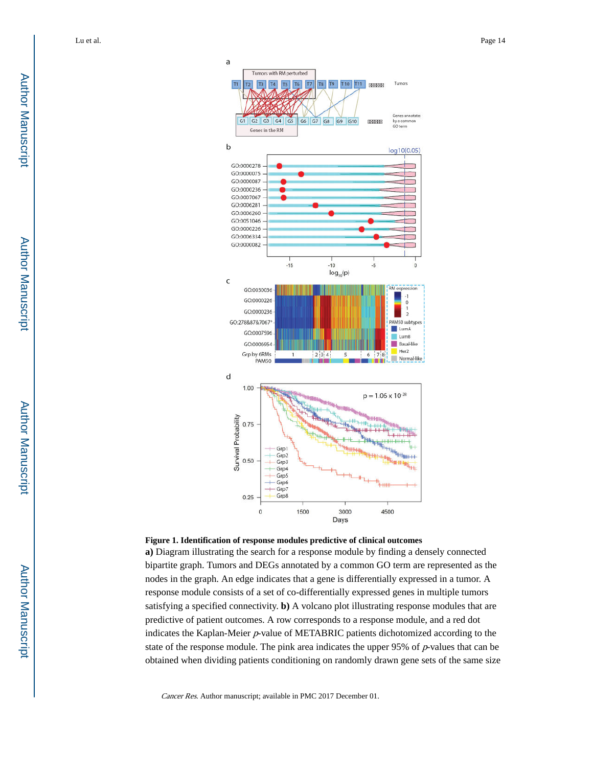**Figure 1. Identification of response modules predictive of clinical outcomes**

**a)** Diagram illustrating the search for a response module by finding a densely connected bipartite graph. Tumors and DEGs annotated by a common GO term are represented as the nodes in the graph. An edge indicates that a gene is differentially expressed in a tumor. A response module consists of a set of co-differentially expressed genes in multiple tumors satisfying a specified connectivity. **b)** A volcano plot illustrating response modules that are predictive of patient outcomes. A row corresponds to a response module, and a red dot indicates the Kaplan-Meier $p$-value of METABRIC patients dichotomized according to the state of the response module. The pink area indicates the upper 95% of $p$-values that can be obtained when dividing patients conditioning on randomly drawn gene sets of the same size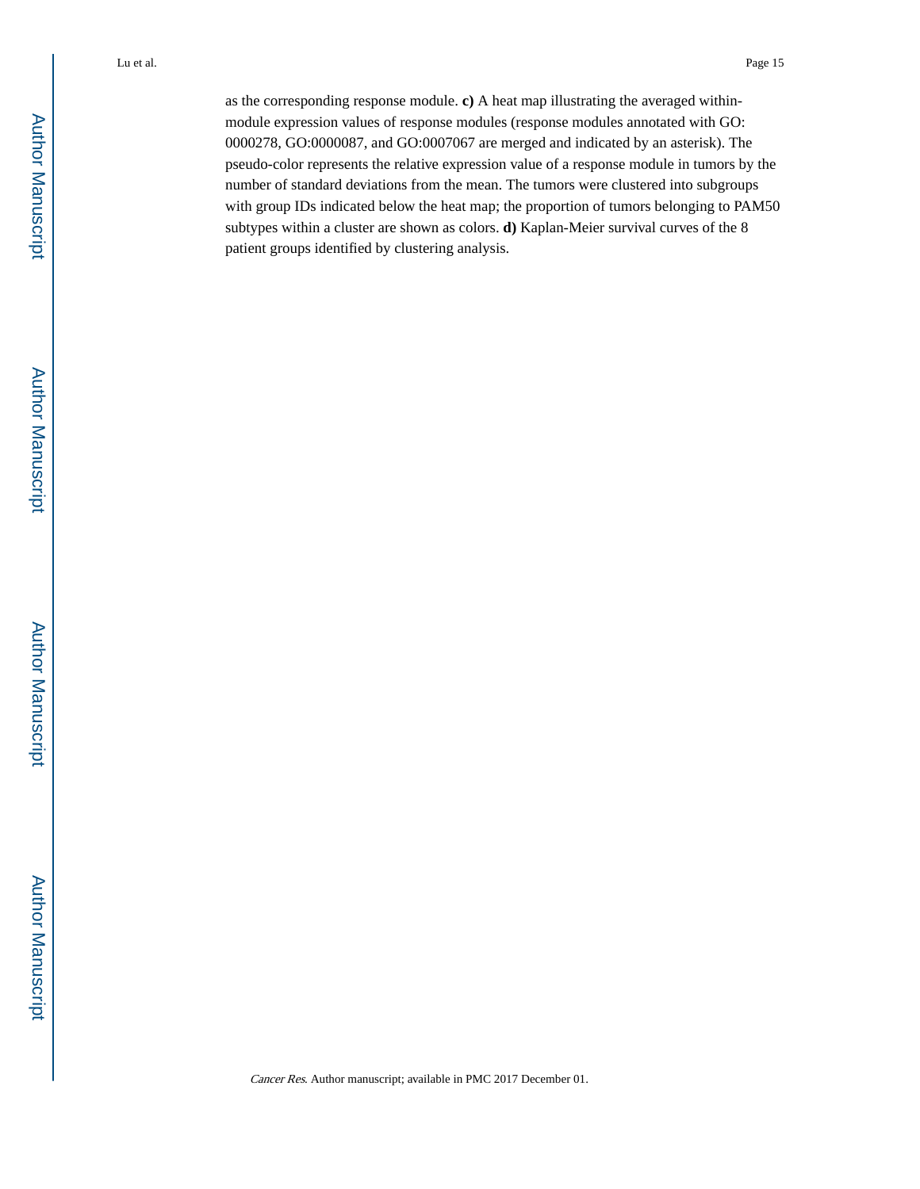as the corresponding response module. **c)** A heat map illustrating the averaged within-module expression values of response modules (response modules annotated with GO: 0000278, GO:0000087, and GO:0007067 are merged and indicated by an asterisk). The pseudo-color represents the relative expression value of a response module in tumors by the number of standard deviations from the mean. The tumors were clustered into subgroups with group IDs indicated below the heat map; the proportion of tumors belonging to PAM50 subtypes within a cluster are shown as colors. **d)** Kaplan-Meier survival curves of the 8 patient groups identified by clustering analysis.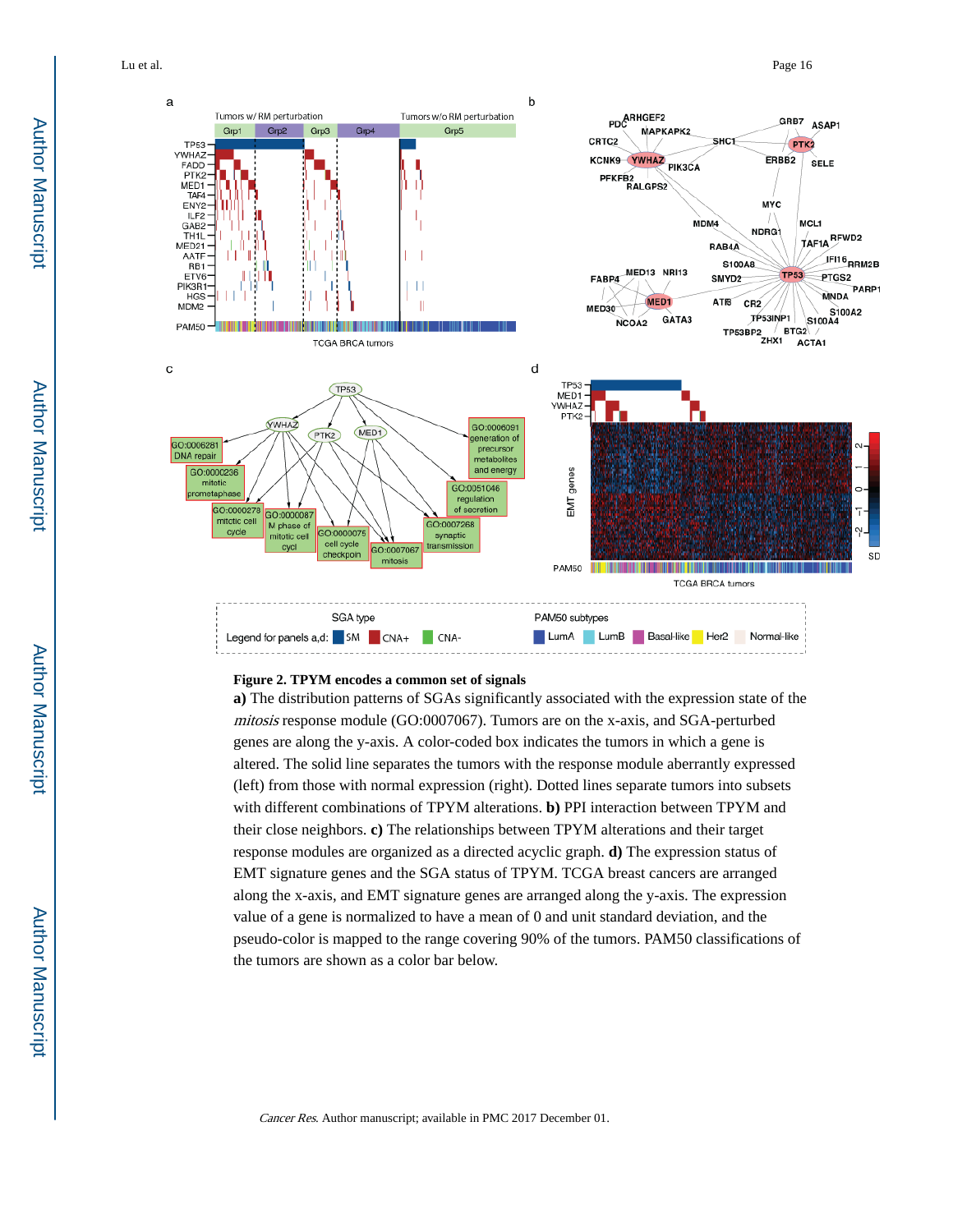**Figure 2. TPYM encodes a common set of signals**

**a)** The distribution patterns of SGAs significantly associated with the expression state of the *mitosis* response module (GO:0007067). Tumors are on the x-axis, and SGA-perturbed genes are along the y-axis. A color-coded box indicates the tumors in which a gene is altered. The solid line separates the tumors with the response module aberrantly expressed (left) from those with normal expression (right). Dotted lines separate tumors into subsets with different combinations of TPYM alterations. **b)** PPI interaction between TPYM and their close neighbors. **c)** The relationships between TPYM alterations and their target response modules are organized as a directed acyclic graph. **d)** The expression status of EMT signature genes and the SGA status of TPYM. TCGA breast cancers are arranged along the x-axis, and EMT signature genes are arranged along the y-axis. The expression value of a gene is normalized to have a mean of 0 and unit standard deviation, and the pseudo-color is mapped to the range covering 90% of the tumors. PAM50 classifications of the tumors are shown as a color bar below.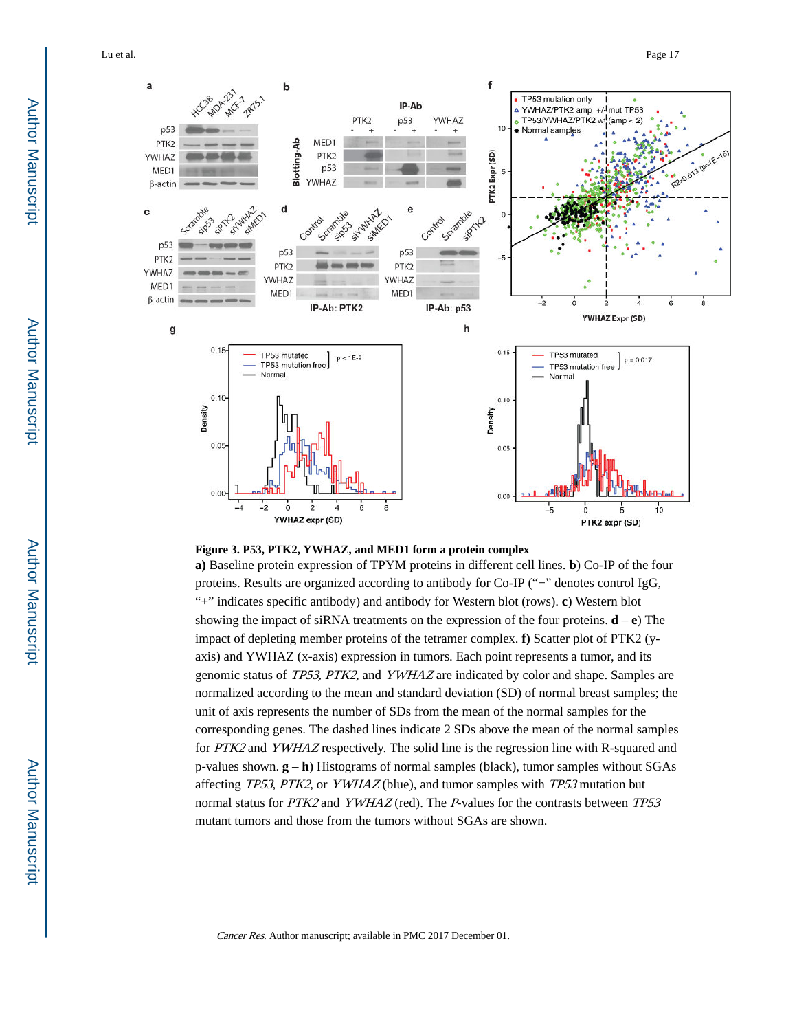**Figure 3. P53, PTK2, YWHAZ, and MED1 form a protein complex**

**a)** Baseline protein expression of TPYM proteins in different cell lines. **b**) Co-IP of the four proteins. Results are organized according to antibody for Co-IP ("−" denotes control IgG, "+" indicates specific antibody) and antibody for Western blot (rows). **c**) Western blot showing the impact of siRNA treatments on the expression of the four proteins. **d** – **e**) The impact of depleting member proteins of the tetramer complex. **f)** Scatter plot of PTK2 (y-axis) and YWHAZ (x-axis) expression in tumors. Each point represents a tumor, and its genomic status of *TP53, PTK2*, and *YWHAZ* are indicated by color and shape. Samples are normalized according to the mean and standard deviation (SD) of normal breast samples; the unit of axis represents the number of SDs from the mean of the normal samples for the corresponding genes. The dashed lines indicate 2 SDs above the mean of the normal samples for *PTK2* and *YWHAZ* respectively. The solid line is the regression line with R-squared and p-values shown. **g** – **h**) Histograms of normal samples (black), tumor samples without SGAs affecting *TP53*, *PTK2*, or *YWHAZ* (blue), and tumor samples with *TP53* mutation but normal status for *PTK2* and *YWHAZ* (red). The *P*-values for the contrasts between *TP53* mutant tumors and those from the tumors without SGAs are shown.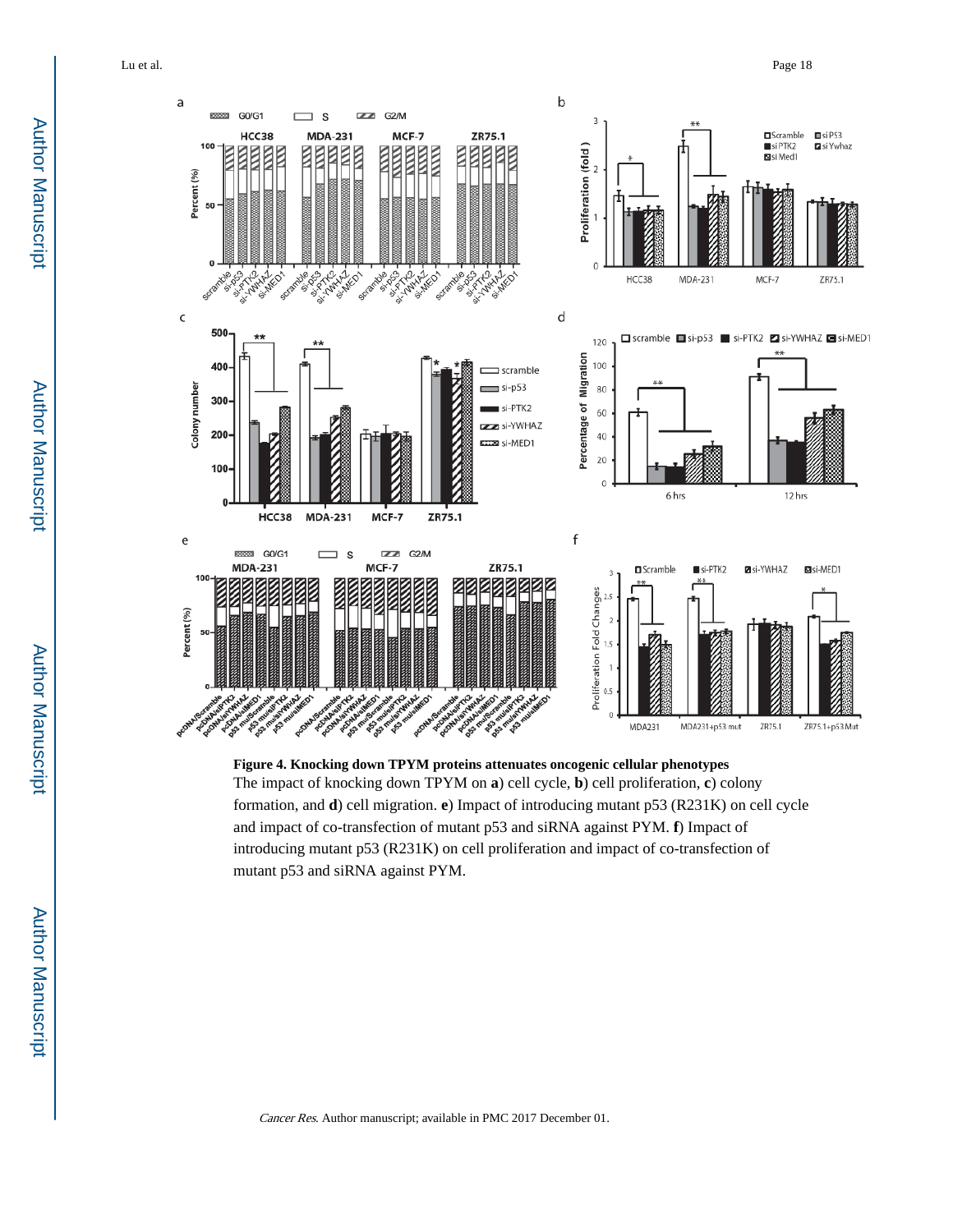**Figure 4. Knocking down TPYM proteins attenuates oncogenic cellular phenotypes**

The impact of knocking down TPYM on **a**) cell cycle, **b**) cell proliferation, **c**) colony formation, and **d**) cell migration. **e**) Impact of introducing mutant p53 (R231K) on cell cycle and impact of co-transfection of mutant p53 and siRNA against PYM. **f**) Impact of introducing mutant p53 (R231K) on cell proliferation and impact of co-transfection of mutant p53 and siRNA against PYM.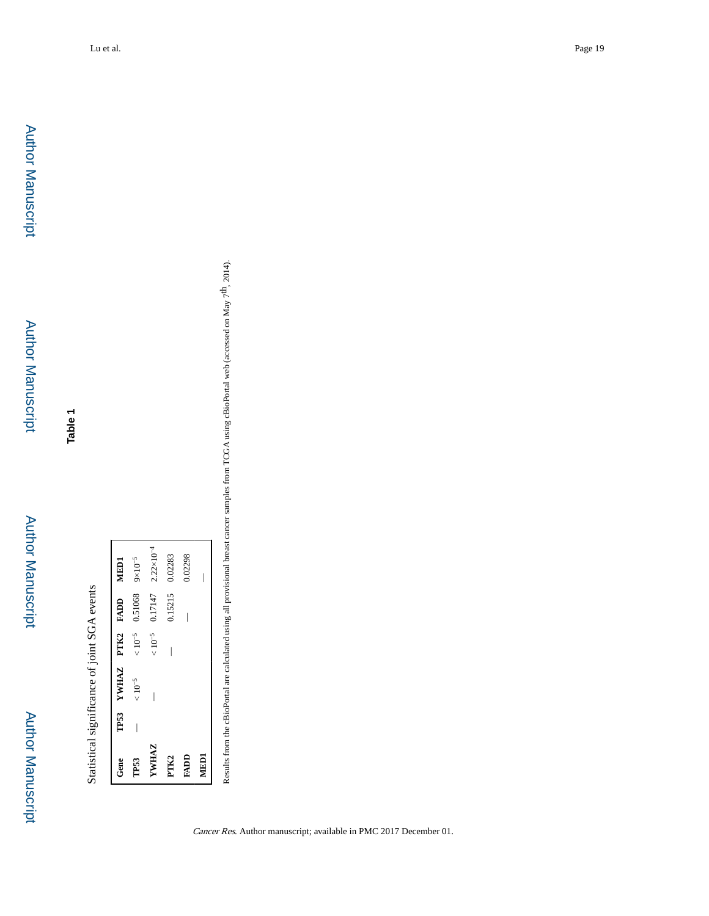**Table 1**

Statistical significance of joint SGA events

| Gene | TP53 | YWHAZ | PTK2 | FADD | MED1 |
|---|---|---|---|---|---|
| TP53 | — | $< 10^{-5}$ | $< 10^{-5}$ | 0.51068 | $9\times10^{-5}$ |
| YWHAZ | | — | $< 10^{-5}$ | 0.17147 | $2.22\times10^{-4}$ |
| PTK2 | | | — | 0.15215 | 0.02283 |
| FADD | | | | — | 0.02298 |
| MED1 | | | | | — |

Results from the cBioPortal are calculated using all provisional breast cancer samples from TCGA using cBioPortal web (accessed on May 7th, 2014).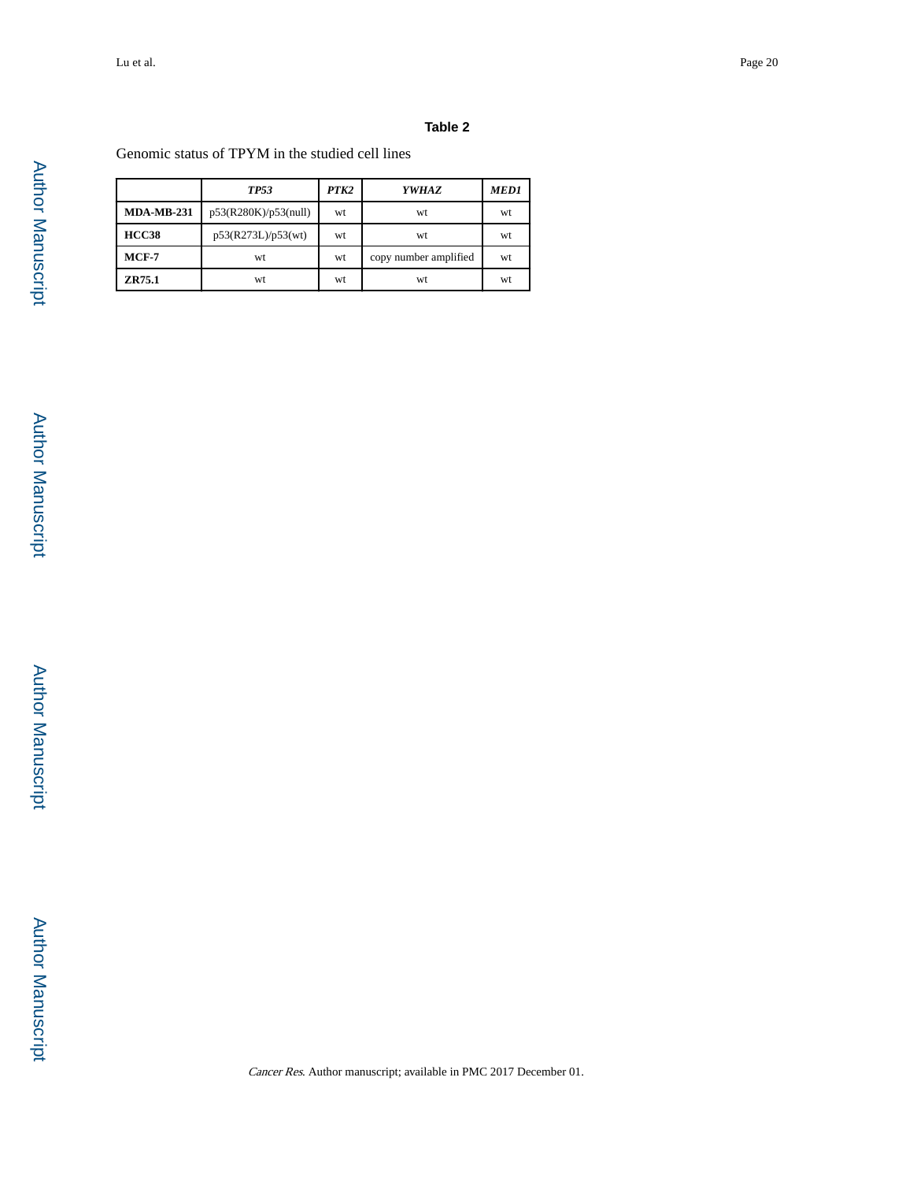## Table 2

Genomic status of TPYM in the studied cell lines

| | *TP53* | *PTK2* | *YWHAZ* | *MED1* |
|---|---|---|---|---|
| **MDA-MB-231** | p53(R280K)/p53(null) | wt | wt | wt |
| **HCC38** | p53(R273L)/p53(wt) | wt | wt | wt |
| **MCF-7** | wt | wt | copy number amplified | wt |
| **ZR75.1** | wt | wt | wt | wt |